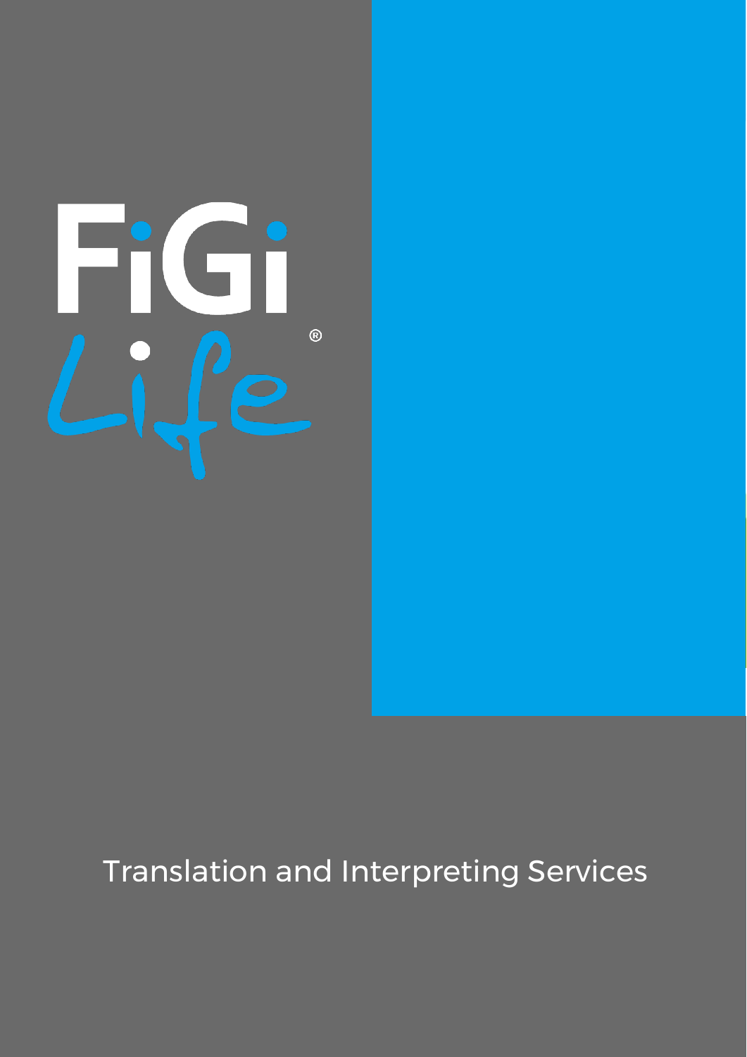# FiGi Life®

Translation and Interpreting Services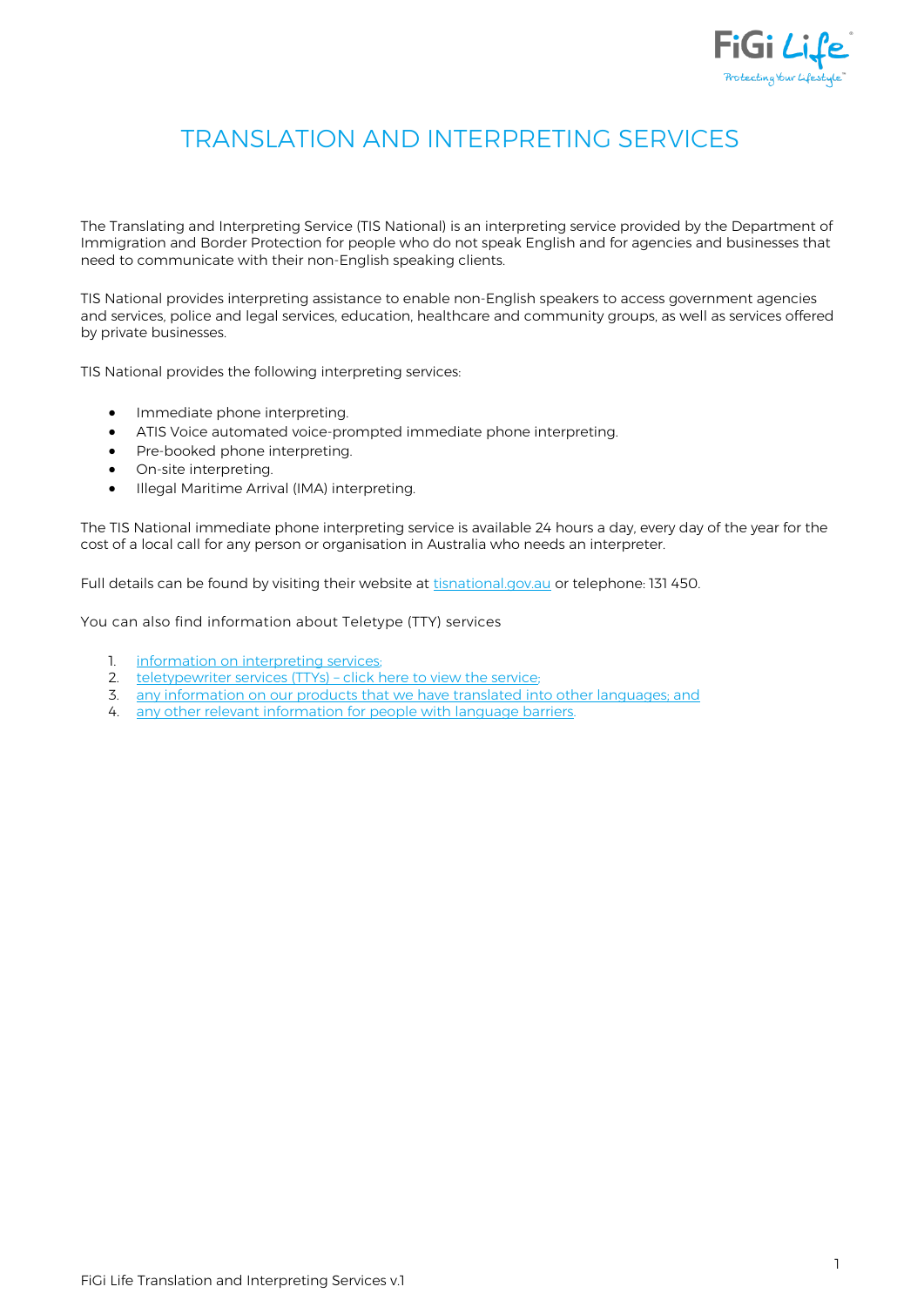# TRANSLATION AND INTERPRETING SERVICES

The Translating and Interpreting Service (TIS National) is an interpreting service provided by the Department of Immigration and Border Protection for people who do not speak English and for agencies and businesses that need to communicate with their non-English speaking clients.

TIS National provides interpreting assistance to enable non-English speakers to access government agencies and services, police and legal services, education, healthcare and community groups, as well as services offered by private businesses.

TIS National provides the following interpreting services:

- Immediate phone interpreting.
- ATIS Voice automated voice-prompted immediate phone interpreting.
- Pre-booked phone interpreting.
- On-site interpreting.
- Illegal Maritime Arrival (IMA) interpreting.

The TIS National immediate phone interpreting service is available 24 hours a day, every day of the year for the cost of a local call for any person or organisation in Australia who needs an interpreter.

Full details can be found by visiting their website at tisnational.gov.au or telephone: 131 450.

You can also find information about Teletype (TTY) services

1. information on interpreting services;
2. teletypewriter services (TTYs) – click here to view the service;
3. any information on our products that we have translated into other languages; and
4. any other relevant information for people with language barriers.